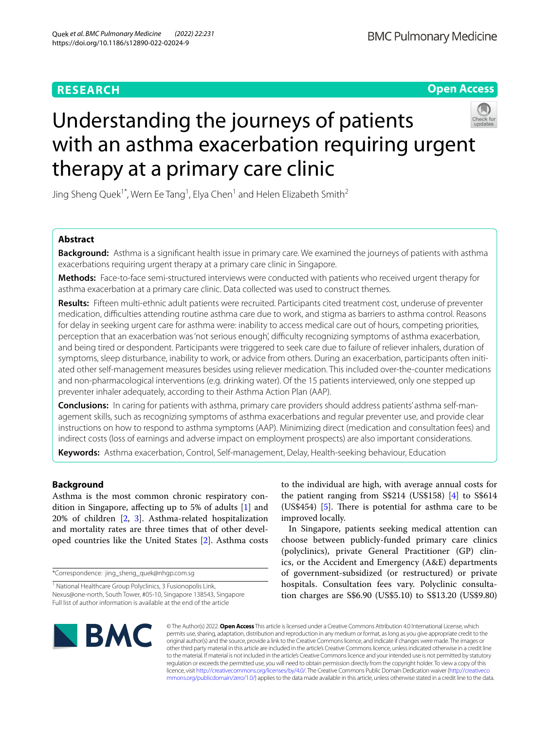RESEARCH

Open Access

# Understanding the journeys of patients with an asthma exacerbation requiring urgent therapy at a primary care clinic

Jing Sheng Quek[1*], Wern Ee Tang[1], Elya Chen[1] and Helen Elizabeth Smith[2]

## Abstract

**Background:** Asthma is a significant health issue in primary care. We examined the journeys of patients with asthma exacerbations requiring urgent therapy at a primary care clinic in Singapore.

**Methods:** Face-to-face semi-structured interviews were conducted with patients who received urgent therapy for asthma exacerbation at a primary care clinic. Data collected was used to construct themes.

**Results:** Fifteen multi-ethnic adult patients were recruited. Participants cited treatment cost, underuse of preventer medication, difficulties attending routine asthma care due to work, and stigma as barriers to asthma control. Reasons for delay in seeking urgent care for asthma were: inability to access medical care out of hours, competing priorities, perception that an exacerbation was 'not serious enough', difficulty recognizing symptoms of asthma exacerbation, and being tired or despondent. Participants were triggered to seek care due to failure of reliever inhalers, duration of symptoms, sleep disturbance, inability to work, or advice from others. During an exacerbation, participants often initiated other self-management measures besides using reliever medication. This included over-the-counter medications and non-pharmacological interventions (e.g. drinking water). Of the 15 patients interviewed, only one stepped up preventer inhaler adequately, according to their Asthma Action Plan (AAP).

**Conclusions:** In caring for patients with asthma, primary care providers should address patients' asthma self-management skills, such as recognizing symptoms of asthma exacerbations and regular preventer use, and provide clear instructions on how to respond to asthma symptoms (AAP). Minimizing direct (medication and consultation fees) and indirect costs (loss of earnings and adverse impact on employment prospects) are also important considerations.

**Keywords:** Asthma exacerbation, Control, Self-management, Delay, Health-seeking behaviour, Education

## Background

Asthma is the most common chronic respiratory condition in Singapore, affecting up to 5% of adults [1] and 20% of children [2, 3]. Asthma-related hospitalization and mortality rates are three times that of other developed countries like the United States [2]. Asthma costs to the individual are high, with average annual costs for the patient ranging from S$214 (US$158) [4] to S$614 (US$454) [5]. There is potential for asthma care to be improved locally.

In Singapore, patients seeking medical attention can choose between publicly-funded primary care clinics (polyclinics), private General Practitioner (GP) clinics, or the Accident and Emergency (A&E) departments of government-subsidized (or restructured) or private hospitals. Consultation fees vary. Polyclinic consultation charges are S$6.90 (US$5.10) to S$13.20 (US$9.80)

*Correspondence: jing_sheng_quek@nhgp.com.sg

[1] National Healthcare Group Polyclinics, 3 Fusionopolis Link, Nexus@one-north, South Tower, #05-10, Singapore 138543, Singapore

Full list of author information is available at the end of the article

© The Author(s) 2022. **Open Access** This article is licensed under a Creative Commons Attribution 4.0 International License, which permits use, sharing, adaptation, distribution and reproduction in any medium or format, as long as you give appropriate credit to the original author(s) and the source, provide a link to the Creative Commons licence, and indicate if changes were made. The images or other third party material in this article are included in the article's Creative Commons licence, unless indicated otherwise in a credit line to the material. If material is not included in the article's Creative Commons licence and your intended use is not permitted by statutory regulation or exceeds the permitted use, you will need to obtain permission directly from the copyright holder. To view a copy of this licence, visit http://creativecommons.org/licenses/by/4.0/. The Creative Commons Public Domain Dedication waiver (http://creativecommons.org/publicdomain/zero/1.0/) applies to the data made available in this article, unless otherwise stated in a credit line to the data.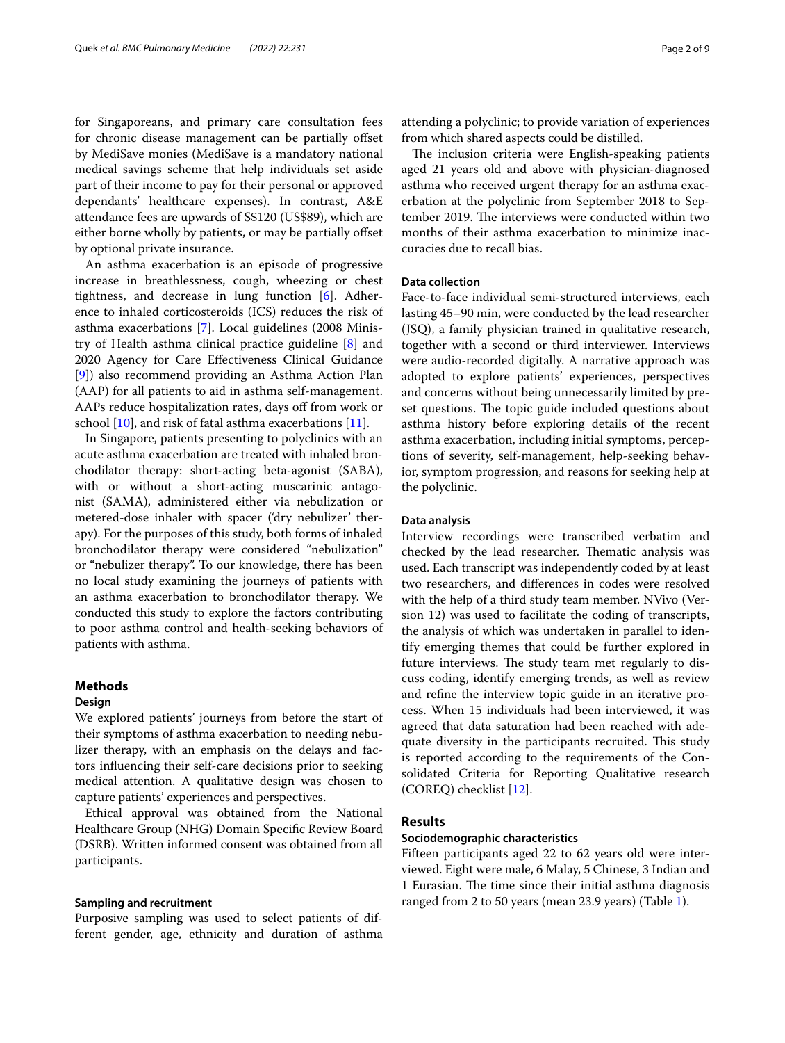for Singaporeans, and primary care consultation fees for chronic disease management can be partially offset by MediSave monies (MediSave is a mandatory national medical savings scheme that help individuals set aside part of their income to pay for their personal or approved dependants' healthcare expenses). In contrast, A&E attendance fees are upwards of S$120 (US$89), which are either borne wholly by patients, or may be partially offset by optional private insurance.

An asthma exacerbation is an episode of progressive increase in breathlessness, cough, wheezing or chest tightness, and decrease in lung function [6]. Adherence to inhaled corticosteroids (ICS) reduces the risk of asthma exacerbations [7]. Local guidelines (2008 Ministry of Health asthma clinical practice guideline [8] and 2020 Agency for Care Effectiveness Clinical Guidance [9]) also recommend providing an Asthma Action Plan (AAP) for all patients to aid in asthma self-management. AAPs reduce hospitalization rates, days off from work or school [10], and risk of fatal asthma exacerbations [11].

In Singapore, patients presenting to polyclinics with an acute asthma exacerbation are treated with inhaled bronchodilator therapy: short-acting beta-agonist (SABA), with or without a short-acting muscarinic antagonist (SAMA), administered either via nebulization or metered-dose inhaler with spacer ('dry nebulizer' therapy). For the purposes of this study, both forms of inhaled bronchodilator therapy were considered "nebulization" or "nebulizer therapy". To our knowledge, there has been no local study examining the journeys of patients with an asthma exacerbation to bronchodilator therapy. We conducted this study to explore the factors contributing to poor asthma control and health-seeking behaviors of patients with asthma.

## Methods

### Design

We explored patients' journeys from before the start of their symptoms of asthma exacerbation to needing nebulizer therapy, with an emphasis on the delays and factors influencing their self-care decisions prior to seeking medical attention. A qualitative design was chosen to capture patients' experiences and perspectives.

Ethical approval was obtained from the National Healthcare Group (NHG) Domain Specific Review Board (DSRB). Written informed consent was obtained from all participants.

### Sampling and recruitment

Purposive sampling was used to select patients of different gender, age, ethnicity and duration of asthma attending a polyclinic; to provide variation of experiences from which shared aspects could be distilled.

The inclusion criteria were English-speaking patients aged 21 years old and above with physician-diagnosed asthma who received urgent therapy for an asthma exacerbation at the polyclinic from September 2018 to September 2019. The interviews were conducted within two months of their asthma exacerbation to minimize inaccuracies due to recall bias.

### Data collection

Face-to-face individual semi-structured interviews, each lasting 45–90 min, were conducted by the lead researcher (JSQ), a family physician trained in qualitative research, together with a second or third interviewer. Interviews were audio-recorded digitally. A narrative approach was adopted to explore patients' experiences, perspectives and concerns without being unnecessarily limited by preset questions. The topic guide included questions about asthma history before exploring details of the recent asthma exacerbation, including initial symptoms, perceptions of severity, self-management, help-seeking behavior, symptom progression, and reasons for seeking help at the polyclinic.

### Data analysis

Interview recordings were transcribed verbatim and checked by the lead researcher. Thematic analysis was used. Each transcript was independently coded by at least two researchers, and differences in codes were resolved with the help of a third study team member. NVivo (Version 12) was used to facilitate the coding of transcripts, the analysis of which was undertaken in parallel to identify emerging themes that could be further explored in future interviews. The study team met regularly to discuss coding, identify emerging trends, as well as review and refine the interview topic guide in an iterative process. When 15 individuals had been interviewed, it was agreed that data saturation had been reached with adequate diversity in the participants recruited. This study is reported according to the requirements of the Consolidated Criteria for Reporting Qualitative research (COREQ) checklist [12].

## Results

### Sociodemographic characteristics

Fifteen participants aged 22 to 62 years old were interviewed. Eight were male, 6 Malay, 5 Chinese, 3 Indian and 1 Eurasian. The time since their initial asthma diagnosis ranged from 2 to 50 years (mean 23.9 years) (Table 1).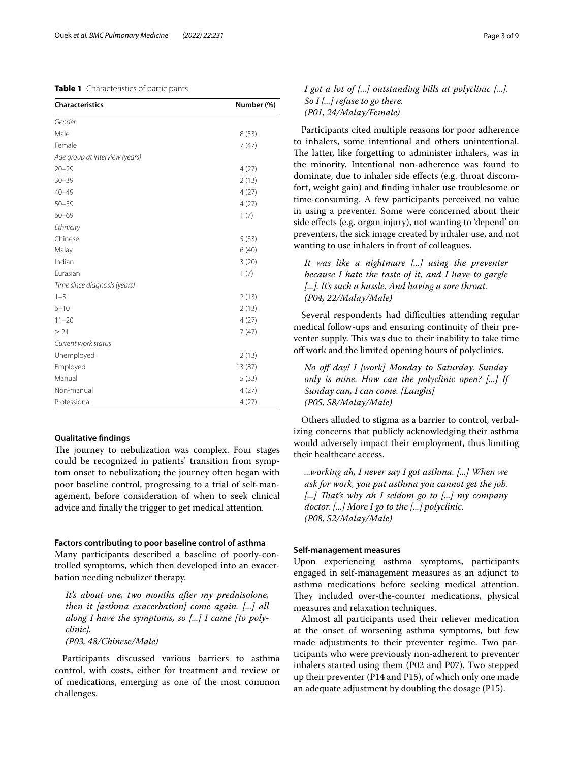**Table 1** Characteristics of participants

| Characteristics | Number (%) |
|---|---|
| *Gender* | |
| Male | 8 (53) |
| Female | 7 (47) |
| *Age group at interview (years)* | |
| 20–29 | 4 (27) |
| 30–39 | 2 (13) |
| 40–49 | 4 (27) |
| 50–59 | 4 (27) |
| 60–69 | 1 (7) |
| *Ethnicity* | |
| Chinese | 5 (33) |
| Malay | 6 (40) |
| Indian | 3 (20) |
| Eurasian | 1 (7) |
| *Time since diagnosis (years)* | |
| 1–5 | 2 (13) |
| 6–10 | 2 (13) |
| 11–20 | 4 (27) |
| ≥ 21 | 7 (47) |
| *Current work status* | |
| Unemployed | 2 (13) |
| Employed | 13 (87) |
| Manual | 5 (33) |
| Non-manual | 4 (27) |
| Professional | 4 (27) |

### Qualitative findings

The journey to nebulization was complex. Four stages could be recognized in patients' transition from symptom onset to nebulization; the journey often began with poor baseline control, progressing to a trial of self-management, before consideration of when to seek clinical advice and finally the trigger to get medical attention.

### Factors contributing to poor baseline control of asthma

Many participants described a baseline of poorly-controlled symptoms, which then developed into an exacerbation needing nebulizer therapy.

> *It's about one, two months after my prednisolone, then it [asthma exacerbation] come again. [...] all along I have the symptoms, so [...] I came [to polyclinic].*
> *(P03, 48/Chinese/Male)*

Participants discussed various barriers to asthma control, with costs, either for treatment and review or of medications, emerging as one of the most common challenges.

> *I got a lot of [...] outstanding bills at polyclinic [...]. So I [...] refuse to go there.*
> *(P01, 24/Malay/Female)*

Participants cited multiple reasons for poor adherence to inhalers, some intentional and others unintentional. The latter, like forgetting to administer inhalers, was in the minority. Intentional non-adherence was found to dominate, due to inhaler side effects (e.g. throat discomfort, weight gain) and finding inhaler use troublesome or time-consuming. A few participants perceived no value in using a preventer. Some were concerned about their side effects (e.g. organ injury), not wanting to 'depend' on preventers, the sick image created by inhaler use, and not wanting to use inhalers in front of colleagues.

> *It was like a nightmare [...] using the preventer because I hate the taste of it, and I have to gargle [...]. It's such a hassle. And having a sore throat.*
> *(P04, 22/Malay/Male)*

Several respondents had difficulties attending regular medical follow-ups and ensuring continuity of their preventer supply. This was due to their inability to take time off work and the limited opening hours of polyclinics.

> *No off day! I [work] Monday to Saturday. Sunday only is mine. How can the polyclinic open? [...] If Sunday can, I can come. [Laughs]*
> *(P05, 58/Malay/Male)*

Others alluded to stigma as a barrier to control, verbalizing concerns that publicly acknowledging their asthma would adversely impact their employment, thus limiting their healthcare access.

> *...working ah, I never say I got asthma. [...] When we ask for work, you put asthma you cannot get the job. [...] That's why ah I seldom go to [...] my company doctor. [...] More I go to the [...] polyclinic.*
> *(P08, 52/Malay/Male)*

### Self-management measures

Upon experiencing asthma symptoms, participants engaged in self-management measures as an adjunct to asthma medications before seeking medical attention. They included over-the-counter medications, physical measures and relaxation techniques.

Almost all participants used their reliever medication at the onset of worsening asthma symptoms, but few made adjustments to their preventer regime. Two participants who were previously non-adherent to preventer inhalers started using them (P02 and P07). Two stepped up their preventer (P14 and P15), of which only one made an adequate adjustment by doubling the dosage (P15).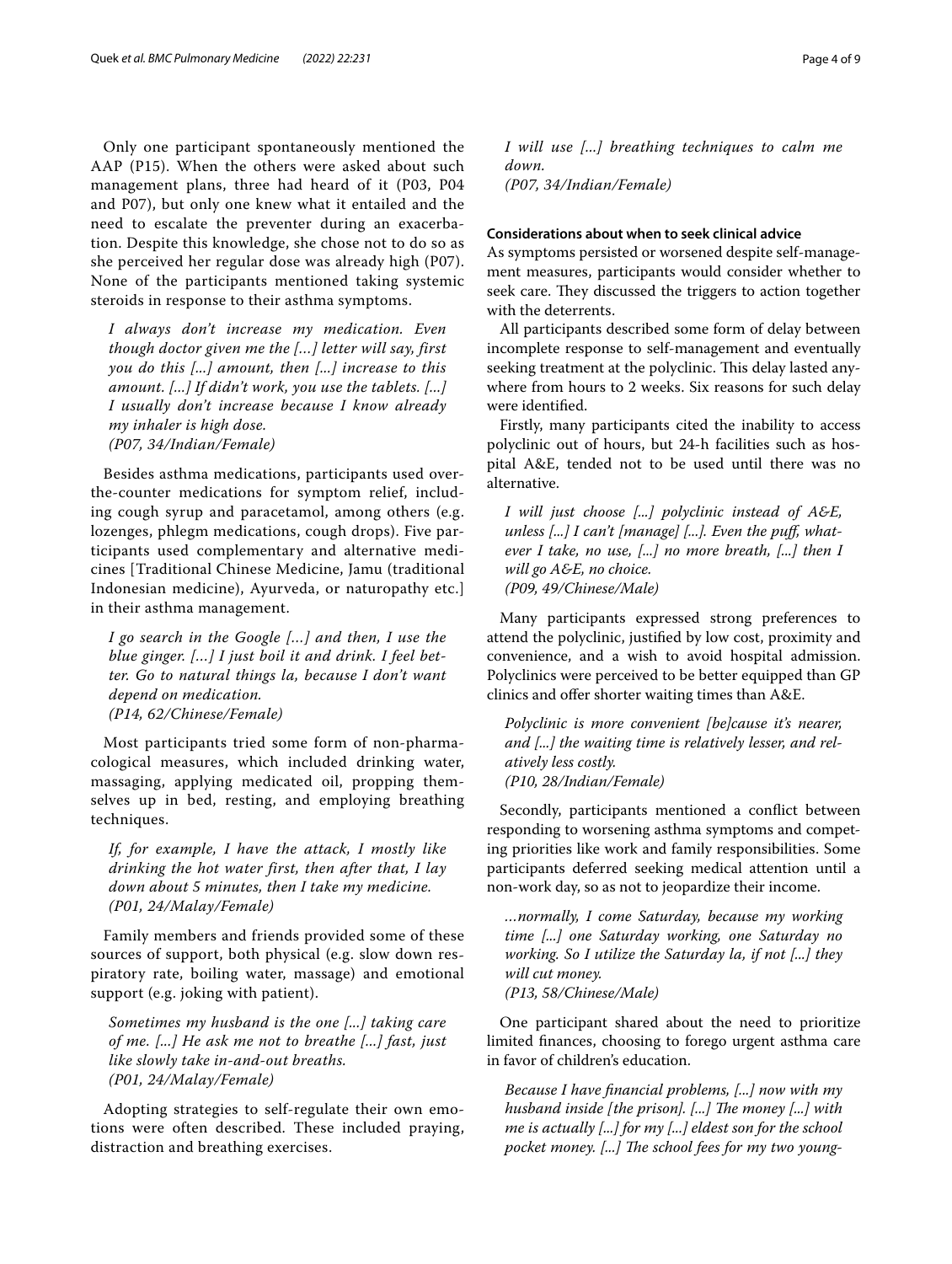Only one participant spontaneously mentioned the AAP (P15). When the others were asked about such management plans, three had heard of it (P03, P04 and P07), but only one knew what it entailed and the need to escalate the preventer during an exacerbation. Despite this knowledge, she chose not to do so as she perceived her regular dose was already high (P07). None of the participants mentioned taking systemic steroids in response to their asthma symptoms.

> *I always don't increase my medication. Even though doctor given me the […] letter will say, first you do this […] amount, then […] increase to this amount. […] If didn't work, you use the tablets. […] I usually don't increase because I know already my inhaler is high dose.*
> *(P07, 34/Indian/Female)*

Besides asthma medications, participants used over-the-counter medications for symptom relief, including cough syrup and paracetamol, among others (e.g. lozenges, phlegm medications, cough drops). Five participants used complementary and alternative medicines [Traditional Chinese Medicine, Jamu (traditional Indonesian medicine), Ayurveda, or naturopathy etc.] in their asthma management.

> *I go search in the Google […] and then, I use the blue ginger. […] I just boil it and drink. I feel better. Go to natural things la, because I don't want depend on medication.*
> *(P14, 62/Chinese/Female)*

Most participants tried some form of non-pharmacological measures, which included drinking water, massaging, applying medicated oil, propping themselves up in bed, resting, and employing breathing techniques.

> *If, for example, I have the attack, I mostly like drinking the hot water first, then after that, I lay down about 5 minutes, then I take my medicine.*
> *(P01, 24/Malay/Female)*

Family members and friends provided some of these sources of support, both physical (e.g. slow down respiratory rate, boiling water, massage) and emotional support (e.g. joking with patient).

> *Sometimes my husband is the one […] taking care of me. […] He ask me not to breathe […] fast, just like slowly take in-and-out breaths.*
> *(P01, 24/Malay/Female)*

Adopting strategies to self-regulate their own emotions were often described. These included praying, distraction and breathing exercises.

> *I will use […] breathing techniques to calm me down.*
> *(P07, 34/Indian/Female)*

#### Considerations about when to seek clinical advice

As symptoms persisted or worsened despite self-management measures, participants would consider whether to seek care. They discussed the triggers to action together with the deterrents.

All participants described some form of delay between incomplete response to self-management and eventually seeking treatment at the polyclinic. This delay lasted anywhere from hours to 2 weeks. Six reasons for such delay were identified.

Firstly, many participants cited the inability to access polyclinic out of hours, but 24-h facilities such as hospital A&E, tended not to be used until there was no alternative.

> *I will just choose […] polyclinic instead of A&E, unless […] I can't [manage] […]. Even the puff, whatever I take, no use, […] no more breath, […] then I will go A&E, no choice.*
> *(P09, 49/Chinese/Male)*

Many participants expressed strong preferences to attend the polyclinic, justified by low cost, proximity and convenience, and a wish to avoid hospital admission. Polyclinics were perceived to be better equipped than GP clinics and offer shorter waiting times than A&E.

> *Polyclinic is more convenient [be]cause it's nearer, and […] the waiting time is relatively lesser, and relatively less costly.*
> *(P10, 28/Indian/Female)*

Secondly, participants mentioned a conflict between responding to worsening asthma symptoms and competing priorities like work and family responsibilities. Some participants deferred seeking medical attention until a non-work day, so as not to jeopardize their income.

> *…normally, I come Saturday, because my working time […] one Saturday working, one Saturday no working. So I utilize the Saturday la, if not […] they will cut money.*
> *(P13, 58/Chinese/Male)*

One participant shared about the need to prioritize limited finances, choosing to forego urgent asthma care in favor of children's education.

> *Because I have financial problems, […] now with my husband inside [the prison]. […] The money […] with me is actually […] for my […] eldest son for the school pocket money. […] The school fees for my two young-*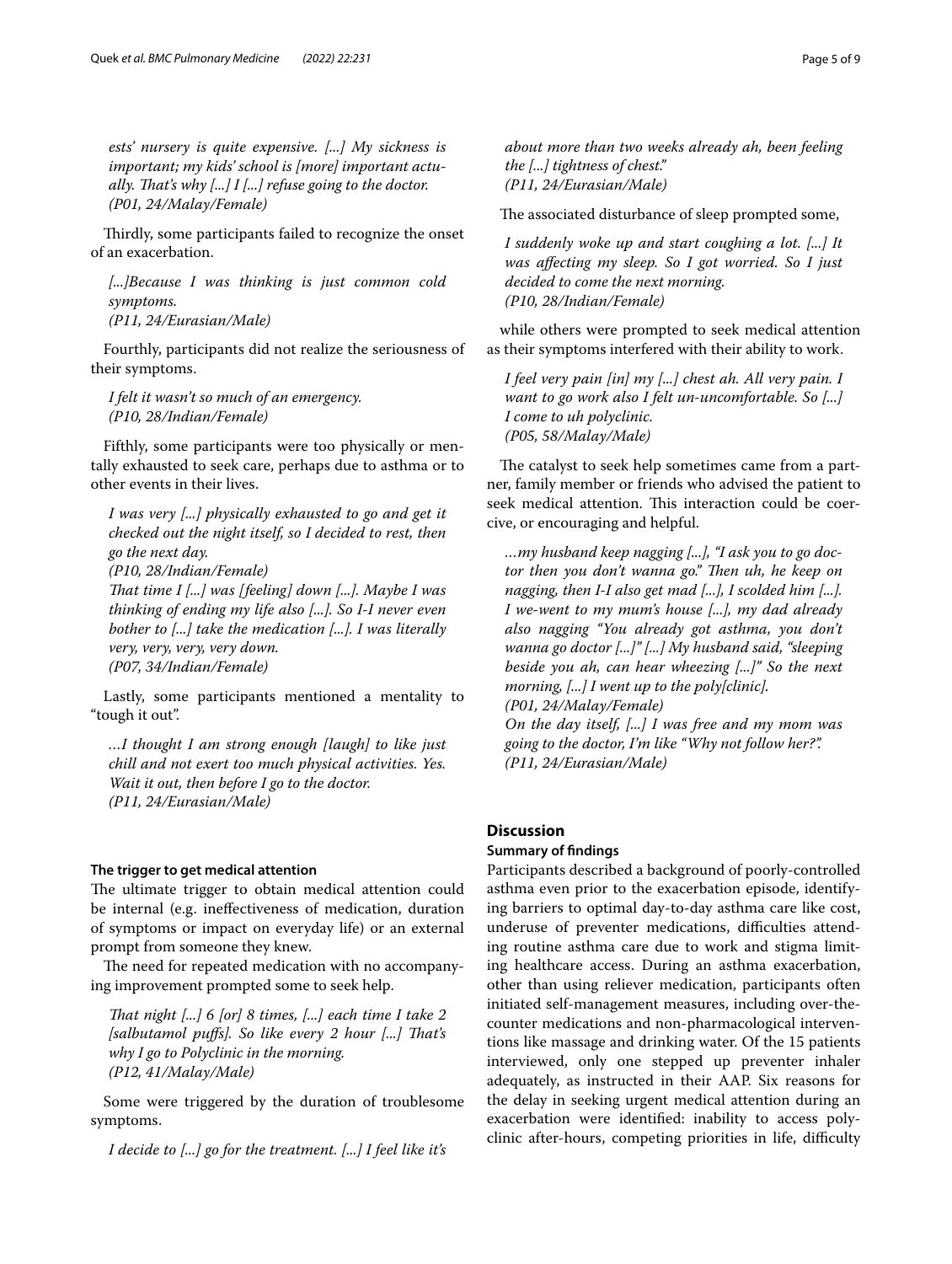*ests' nursery is quite expensive. [...] My sickness is important; my kids' school is [more] important actually. That's why [...] I [...] refuse going to the doctor.*
*(P01, 24/Malay/Female)*

Thirdly, some participants failed to recognize the onset of an exacerbation.

*[...]Because I was thinking is just common cold symptoms.*
*(P11, 24/Eurasian/Male)*

Fourthly, participants did not realize the seriousness of their symptoms.

*I felt it wasn't so much of an emergency.*
*(P10, 28/Indian/Female)*

Fifthly, some participants were too physically or mentally exhausted to seek care, perhaps due to asthma or to other events in their lives.

*I was very [...] physically exhausted to go and get it checked out the night itself, so I decided to rest, then go the next day.*
*(P10, 28/Indian/Female)*
*That time I [...] was [feeling] down [...]. Maybe I was thinking of ending my life also [...]. So I-I never even bother to [...] take the medication [...]. I was literally very, very, very, very down.*
*(P07, 34/Indian/Female)*

Lastly, some participants mentioned a mentality to "tough it out".

*...I thought I am strong enough [laugh] to like just chill and not exert too much physical activities. Yes. Wait it out, then before I go to the doctor.*
*(P11, 24/Eurasian/Male)*

#### The trigger to get medical attention

The ultimate trigger to obtain medical attention could be internal (e.g. ineffectiveness of medication, duration of symptoms or impact on everyday life) or an external prompt from someone they knew.

The need for repeated medication with no accompanying improvement prompted some to seek help.

*That night [...] 6 [or] 8 times, [...] each time I take 2 [salbutamol puffs]. So like every 2 hour [...] That's why I go to Polyclinic in the morning.*
*(P12, 41/Malay/Male)*

Some were triggered by the duration of troublesome symptoms.

*I decide to [...] go for the treatment. [...] I feel like it's about more than two weeks already ah, been feeling the [...] tightness of chest."*
*(P11, 24/Eurasian/Male)*

The associated disturbance of sleep prompted some,

*I suddenly woke up and start coughing a lot. [...] It was affecting my sleep. So I got worried. So I just decided to come the next morning.*
*(P10, 28/Indian/Female)*

while others were prompted to seek medical attention as their symptoms interfered with their ability to work.

*I feel very pain [in] my [...] chest ah. All very pain. I want to go work also I felt un-uncomfortable. So [...] I come to uh polyclinic.*
*(P05, 58/Malay/Male)*

The catalyst to seek help sometimes came from a partner, family member or friends who advised the patient to seek medical attention. This interaction could be coercive, or encouraging and helpful.

*...my husband keep nagging [...], "I ask you to go doctor then you don't wanna go." Then uh, he keep on nagging, then I-I also get mad [...], I scolded him [...]. I we-went to my mum's house [...], my dad already also nagging "You already got asthma, you don't wanna go doctor [...]" [...] My husband said, "sleeping beside you ah, can hear wheezing [...]" So the next morning, [...] I went up to the poly[clinic].*
*(P01, 24/Malay/Female)*
*On the day itself, [...] I was free and my mom was going to the doctor, I'm like "Why not follow her?".*
*(P11, 24/Eurasian/Male)*

## Discussion

### Summary of findings

Participants described a background of poorly-controlled asthma even prior to the exacerbation episode, identifying barriers to optimal day-to-day asthma care like cost, underuse of preventer medications, difficulties attending routine asthma care due to work and stigma limiting healthcare access. During an asthma exacerbation, other than using reliever medication, participants often initiated self-management measures, including over-the-counter medications and non-pharmacological interventions like massage and drinking water. Of the 15 patients interviewed, only one stepped up preventer inhaler adequately, as instructed in their AAP. Six reasons for the delay in seeking urgent medical attention during an exacerbation were identified: inability to access polyclinic after-hours, competing priorities in life, difficulty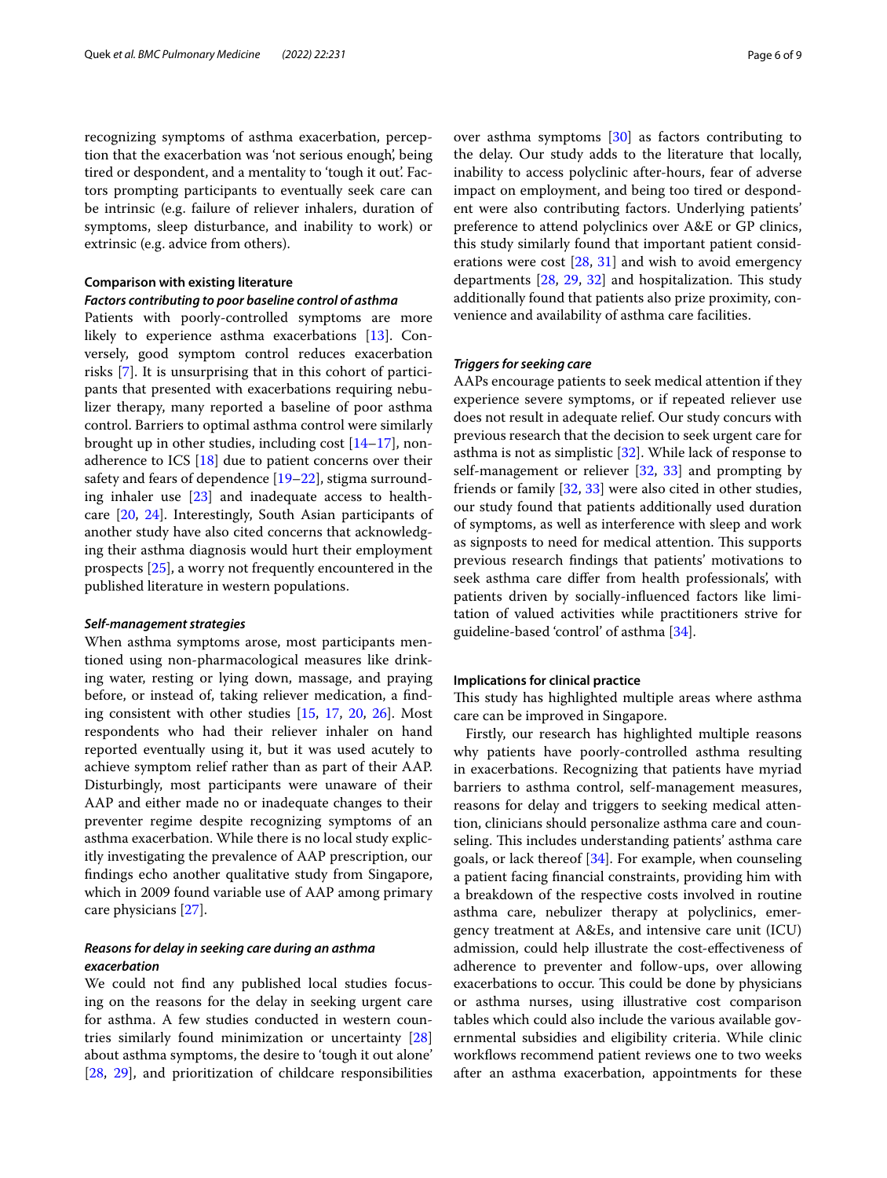recognizing symptoms of asthma exacerbation, perception that the exacerbation was 'not serious enough', being tired or despondent, and a mentality to 'tough it out'. Factors prompting participants to eventually seek care can be intrinsic (e.g. failure of reliever inhalers, duration of symptoms, sleep disturbance, and inability to work) or extrinsic (e.g. advice from others).

### Comparison with existing literature

#### *Factors contributing to poor baseline control of asthma*

Patients with poorly-controlled symptoms are more likely to experience asthma exacerbations [13]. Conversely, good symptom control reduces exacerbation risks [7]. It is unsurprising that in this cohort of participants that presented with exacerbations requiring nebulizer therapy, many reported a baseline of poor asthma control. Barriers to optimal asthma control were similarly brought up in other studies, including cost [14–17], non-adherence to ICS [18] due to patient concerns over their safety and fears of dependence [19–22], stigma surrounding inhaler use [23] and inadequate access to healthcare [20, 24]. Interestingly, South Asian participants of another study have also cited concerns that acknowledging their asthma diagnosis would hurt their employment prospects [25], a worry not frequently encountered in the published literature in western populations.

#### *Self-management strategies*

When asthma symptoms arose, most participants mentioned using non-pharmacological measures like drinking water, resting or lying down, massage, and praying before, or instead of, taking reliever medication, a finding consistent with other studies [15, 17, 20, 26]. Most respondents who had their reliever inhaler on hand reported eventually using it, but it was used acutely to achieve symptom relief rather than as part of their AAP. Disturbingly, most participants were unaware of their AAP and either made no or inadequate changes to their preventer regime despite recognizing symptoms of an asthma exacerbation. While there is no local study explicitly investigating the prevalence of AAP prescription, our findings echo another qualitative study from Singapore, which in 2009 found variable use of AAP among primary care physicians [27].

#### *Reasons for delay in seeking care during an asthma exacerbation*

We could not find any published local studies focusing on the reasons for the delay in seeking urgent care for asthma. A few studies conducted in western countries similarly found minimization or uncertainty [28] about asthma symptoms, the desire to 'tough it out alone' [28, 29], and prioritization of childcare responsibilities over asthma symptoms [30] as factors contributing to the delay. Our study adds to the literature that locally, inability to access polyclinic after-hours, fear of adverse impact on employment, and being too tired or despondent were also contributing factors. Underlying patients' preference to attend polyclinics over A&E or GP clinics, this study similarly found that important patient considerations were cost [28, 31] and wish to avoid emergency departments [28, 29, 32] and hospitalization. This study additionally found that patients also prize proximity, convenience and availability of asthma care facilities.

#### *Triggers for seeking care*

AAPs encourage patients to seek medical attention if they experience severe symptoms, or if repeated reliever use does not result in adequate relief. Our study concurs with previous research that the decision to seek urgent care for asthma is not as simplistic [32]. While lack of response to self-management or reliever [32, 33] and prompting by friends or family [32, 33] were also cited in other studies, our study found that patients additionally used duration of symptoms, as well as interference with sleep and work as signposts to need for medical attention. This supports previous research findings that patients' motivations to seek asthma care differ from health professionals', with patients driven by socially-influenced factors like limitation of valued activities while practitioners strive for guideline-based 'control' of asthma [34].

### Implications for clinical practice

This study has highlighted multiple areas where asthma care can be improved in Singapore.

Firstly, our research has highlighted multiple reasons why patients have poorly-controlled asthma resulting in exacerbations. Recognizing that patients have myriad barriers to asthma control, self-management measures, reasons for delay and triggers to seeking medical attention, clinicians should personalize asthma care and counseling. This includes understanding patients' asthma care goals, or lack thereof [34]. For example, when counseling a patient facing financial constraints, providing him with a breakdown of the respective costs involved in routine asthma care, nebulizer therapy at polyclinics, emergency treatment at A&Es, and intensive care unit (ICU) admission, could help illustrate the cost-effectiveness of adherence to preventer and follow-ups, over allowing exacerbations to occur. This could be done by physicians or asthma nurses, using illustrative cost comparison tables which could also include the various available governmental subsidies and eligibility criteria. While clinic workflows recommend patient reviews one to two weeks after an asthma exacerbation, appointments for these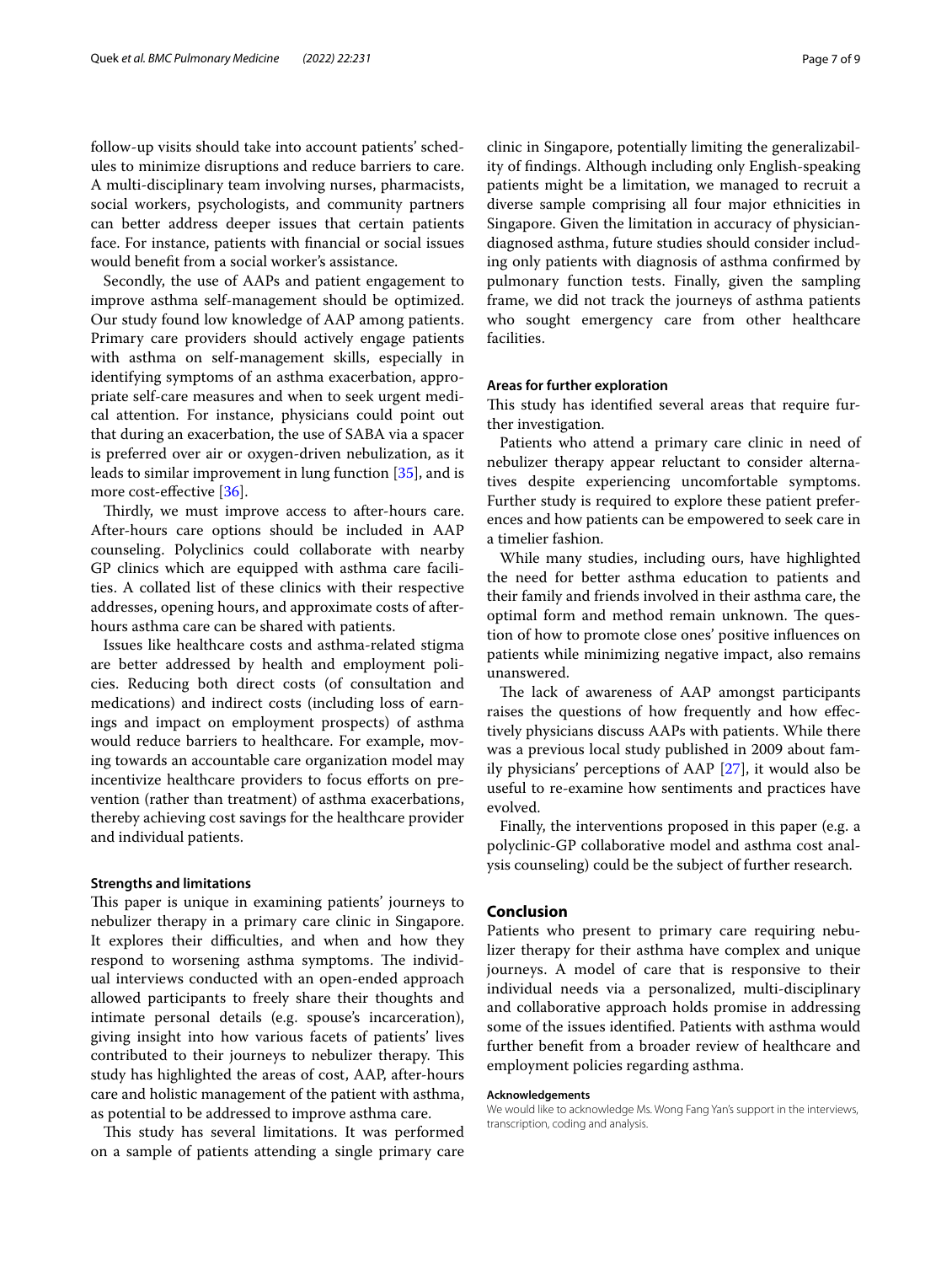follow-up visits should take into account patients' schedules to minimize disruptions and reduce barriers to care. A multi-disciplinary team involving nurses, pharmacists, social workers, psychologists, and community partners can better address deeper issues that certain patients face. For instance, patients with financial or social issues would benefit from a social worker's assistance.

Secondly, the use of AAPs and patient engagement to improve asthma self-management should be optimized. Our study found low knowledge of AAP among patients. Primary care providers should actively engage patients with asthma on self-management skills, especially in identifying symptoms of an asthma exacerbation, appropriate self-care measures and when to seek urgent medical attention. For instance, physicians could point out that during an exacerbation, the use of SABA via a spacer is preferred over air or oxygen-driven nebulization, as it leads to similar improvement in lung function [35], and is more cost-effective [36].

Thirdly, we must improve access to after-hours care. After-hours care options should be included in AAP counseling. Polyclinics could collaborate with nearby GP clinics which are equipped with asthma care facilities. A collated list of these clinics with their respective addresses, opening hours, and approximate costs of after-hours asthma care can be shared with patients.

Issues like healthcare costs and asthma-related stigma are better addressed by health and employment policies. Reducing both direct costs (of consultation and medications) and indirect costs (including loss of earnings and impact on employment prospects) of asthma would reduce barriers to healthcare. For example, moving towards an accountable care organization model may incentivize healthcare providers to focus efforts on prevention (rather than treatment) of asthma exacerbations, thereby achieving cost savings for the healthcare provider and individual patients.

### Strengths and limitations

This paper is unique in examining patients' journeys to nebulizer therapy in a primary care clinic in Singapore. It explores their difficulties, and when and how they respond to worsening asthma symptoms. The individual interviews conducted with an open-ended approach allowed participants to freely share their thoughts and intimate personal details (e.g. spouse's incarceration), giving insight into how various facets of patients' lives contributed to their journeys to nebulizer therapy. This study has highlighted the areas of cost, AAP, after-hours care and holistic management of the patient with asthma, as potential to be addressed to improve asthma care.

This study has several limitations. It was performed on a sample of patients attending a single primary care clinic in Singapore, potentially limiting the generalizability of findings. Although including only English-speaking patients might be a limitation, we managed to recruit a diverse sample comprising all four major ethnicities in Singapore. Given the limitation in accuracy of physician-diagnosed asthma, future studies should consider including only patients with diagnosis of asthma confirmed by pulmonary function tests. Finally, given the sampling frame, we did not track the journeys of asthma patients who sought emergency care from other healthcare facilities.

### Areas for further exploration

This study has identified several areas that require further investigation.

Patients who attend a primary care clinic in need of nebulizer therapy appear reluctant to consider alternatives despite experiencing uncomfortable symptoms. Further study is required to explore these patient preferences and how patients can be empowered to seek care in a timelier fashion.

While many studies, including ours, have highlighted the need for better asthma education to patients and their family and friends involved in their asthma care, the optimal form and method remain unknown. The question of how to promote close ones' positive influences on patients while minimizing negative impact, also remains unanswered.

The lack of awareness of AAP amongst participants raises the questions of how frequently and how effectively physicians discuss AAPs with patients. While there was a previous local study published in 2009 about family physicians' perceptions of AAP [27], it would also be useful to re-examine how sentiments and practices have evolved.

Finally, the interventions proposed in this paper (e.g. a polyclinic-GP collaborative model and asthma cost analysis counseling) could be the subject of further research.

## Conclusion

Patients who present to primary care requiring nebulizer therapy for their asthma have complex and unique journeys. A model of care that is responsive to their individual needs via a personalized, multi-disciplinary and collaborative approach holds promise in addressing some of the issues identified. Patients with asthma would further benefit from a broader review of healthcare and employment policies regarding asthma.

#### Acknowledgements

We would like to acknowledge Ms. Wong Fang Yan's support in the interviews, transcription, coding and analysis.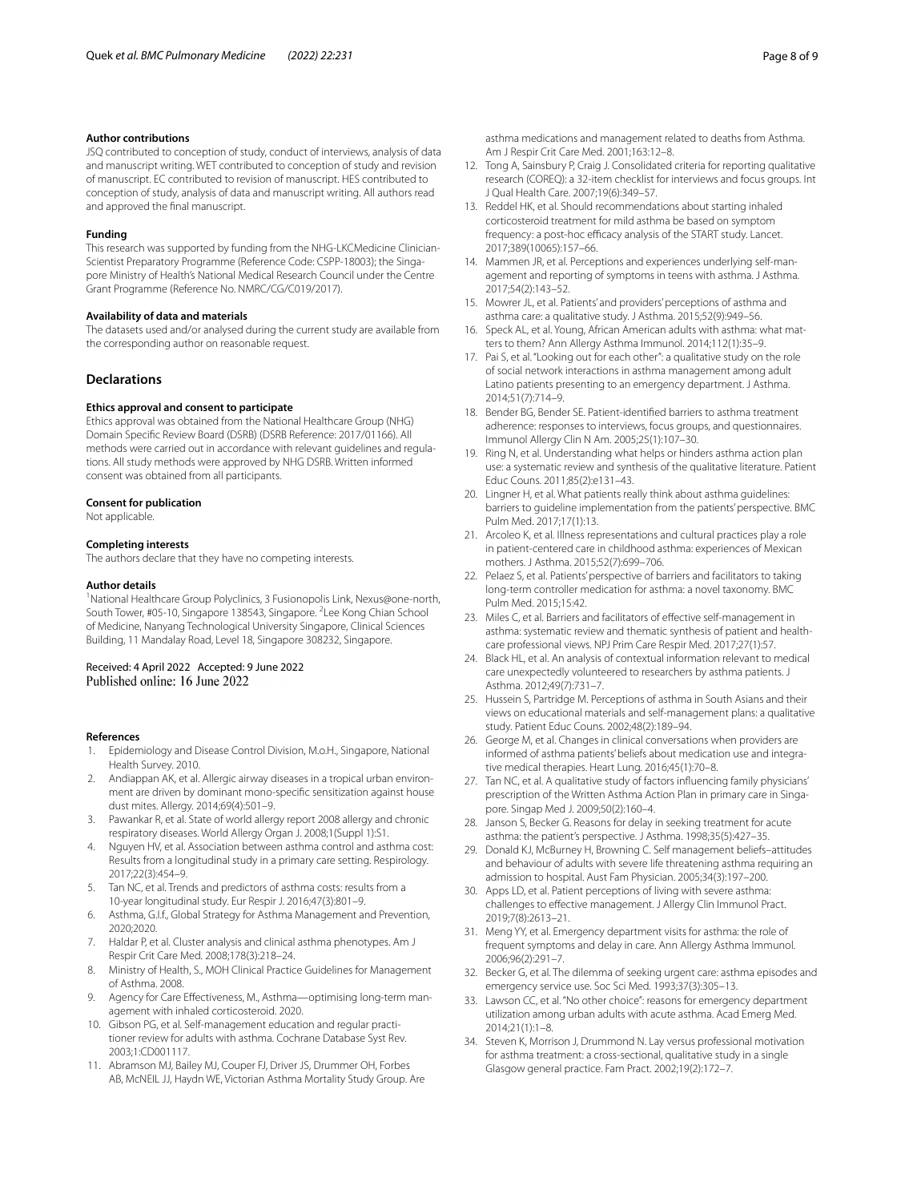#### Author contributions

JSQ contributed to conception of study, conduct of interviews, analysis of data and manuscript writing. WET contributed to conception of study and revision of manuscript. EC contributed to revision of manuscript. HES contributed to conception of study, analysis of data and manuscript writing. All authors read and approved the final manuscript.

#### Funding

This research was supported by funding from the NHG-LKCMedicine Clinician-Scientist Preparatory Programme (Reference Code: CSPP-18003); the Singapore Ministry of Health's National Medical Research Council under the Centre Grant Programme (Reference No. NMRC/CG/C019/2017).

#### Availability of data and materials

The datasets used and/or analysed during the current study are available from the corresponding author on reasonable request.

## Declarations

#### Ethics approval and consent to participate

Ethics approval was obtained from the National Healthcare Group (NHG) Domain Specific Review Board (DSRB) (DSRB Reference: 2017/01166). All methods were carried out in accordance with relevant guidelines and regulations. All study methods were approved by NHG DSRB. Written informed consent was obtained from all participants.

#### Consent for publication

Not applicable.

#### Completing interests

The authors declare that they have no competing interests.

#### Author details

[1]National Healthcare Group Polyclinics, 3 Fusionopolis Link, Nexus@one-north, South Tower, #05-10, Singapore 138543, Singapore. [2]Lee Kong Chian School of Medicine, Nanyang Technological University Singapore, Clinical Sciences Building, 11 Mandalay Road, Level 18, Singapore 308232, Singapore.

Received: 4 April 2022 Accepted: 9 June 2022
Published online: 16 June 2022

#### References

1. Epidemiology and Disease Control Division, M.o.H., Singapore, National Health Survey. 2010.
2. Andiappan AK, et al. Allergic airway diseases in a tropical urban environment are driven by dominant mono-specific sensitization against house dust mites. Allergy. 2014;69(4):501–9.
3. Pawankar R, et al. State of world allergy report 2008 allergy and chronic respiratory diseases. World Allergy Organ J. 2008;1(Suppl 1):S1.
4. Nguyen HV, et al. Association between asthma control and asthma cost: Results from a longitudinal study in a primary care setting. Respirology. 2017;22(3):454–9.
5. Tan NC, et al. Trends and predictors of asthma costs: results from a 10-year longitudinal study. Eur Respir J. 2016;47(3):801–9.
6. Asthma, G.I.f., Global Strategy for Asthma Management and Prevention, 2020;2020.
7. Haldar P, et al. Cluster analysis and clinical asthma phenotypes. Am J Respir Crit Care Med. 2008;178(3):218–24.
8. Ministry of Health, S., MOH Clinical Practice Guidelines for Management of Asthma. 2008.
9. Agency for Care Effectiveness, M., Asthma—optimising long-term management with inhaled corticosteroid. 2020.
10. Gibson PG, et al. Self-management education and regular practitioner review for adults with asthma. Cochrane Database Syst Rev. 2003;1:CD001117.
11. Abramson MJ, Bailey MJ, Couper FJ, Driver JS, Drummer OH, Forbes AB, McNEIL JJ, Haydn WE, Victorian Asthma Mortality Study Group. Are asthma medications and management related to deaths from Asthma. Am J Respir Crit Care Med. 2001;163:12–8.
12. Tong A, Sainsbury P, Craig J. Consolidated criteria for reporting qualitative research (COREQ): a 32-item checklist for interviews and focus groups. Int J Qual Health Care. 2007;19(6):349–57.
13. Reddel HK, et al. Should recommendations about starting inhaled corticosteroid treatment for mild asthma be based on symptom frequency: a post-hoc efficacy analysis of the START study. Lancet. 2017;389(10065):157–66.
14. Mammen JR, et al. Perceptions and experiences underlying self-management and reporting of symptoms in teens with asthma. J Asthma. 2017;54(2):143–52.
15. Mowrer JL, et al. Patients' and providers' perceptions of asthma and asthma care: a qualitative study. J Asthma. 2015;52(9):949–56.
16. Speck AL, et al. Young, African American adults with asthma: what matters to them? Ann Allergy Asthma Immunol. 2014;112(1):35–9.
17. Pai S, et al. "Looking out for each other": a qualitative study on the role of social network interactions in asthma management among adult Latino patients presenting to an emergency department. J Asthma. 2014;51(7):714–9.
18. Bender BG, Bender SE. Patient-identified barriers to asthma treatment adherence: responses to interviews, focus groups, and questionnaires. Immunol Allergy Clin N Am. 2005;25(1):107–30.
19. Ring N, et al. Understanding what helps or hinders asthma action plan use: a systematic review and synthesis of the qualitative literature. Patient Educ Couns. 2011;85(2):e131–43.
20. Lingner H, et al. What patients really think about asthma guidelines: barriers to guideline implementation from the patients' perspective. BMC Pulm Med. 2017;17(1):13.
21. Arcoleo K, et al. Illness representations and cultural practices play a role in patient-centered care in childhood asthma: experiences of Mexican mothers. J Asthma. 2015;52(7):699–706.
22. Pelaez S, et al. Patients' perspective of barriers and facilitators to taking long-term controller medication for asthma: a novel taxonomy. BMC Pulm Med. 2015;15:42.
23. Miles C, et al. Barriers and facilitators of effective self-management in asthma: systematic review and thematic synthesis of patient and healthcare professional views. NPJ Prim Care Respir Med. 2017;27(1):57.
24. Black HL, et al. An analysis of contextual information relevant to medical care unexpectedly volunteered to researchers by asthma patients. J Asthma. 2012;49(7):731–7.
25. Hussein S, Partridge M. Perceptions of asthma in South Asians and their views on educational materials and self-management plans: a qualitative study. Patient Educ Couns. 2002;48(2):189–94.
26. George M, et al. Changes in clinical conversations when providers are informed of asthma patients' beliefs about medication use and integrative medical therapies. Heart Lung. 2016;45(1):70–8.
27. Tan NC, et al. A qualitative study of factors influencing family physicians' prescription of the Written Asthma Action Plan in primary care in Singapore. Singap Med J. 2009;50(2):160–4.
28. Janson S, Becker G. Reasons for delay in seeking treatment for acute asthma: the patient's perspective. J Asthma. 1998;35(5):427–35.
29. Donald KJ, McBurney H, Browning C. Self management beliefs–attitudes and behaviour of adults with severe life threatening asthma requiring an admission to hospital. Aust Fam Physician. 2005;34(3):197–200.
30. Apps LD, et al. Patient perceptions of living with severe asthma: challenges to effective management. J Allergy Clin Immunol Pract. 2019;7(8):2613–21.
31. Meng YY, et al. Emergency department visits for asthma: the role of frequent symptoms and delay in care. Ann Allergy Asthma Immunol. 2006;96(2):291–7.
32. Becker G, et al. The dilemma of seeking urgent care: asthma episodes and emergency service use. Soc Sci Med. 1993;37(3):305–13.
33. Lawson CC, et al. "No other choice": reasons for emergency department utilization among urban adults with acute asthma. Acad Emerg Med. 2014;21(1):1–8.
34. Steven K, Morrison J, Drummond N. Lay versus professional motivation for asthma treatment: a cross-sectional, qualitative study in a single Glasgow general practice. Fam Pract. 2002;19(2):172–7.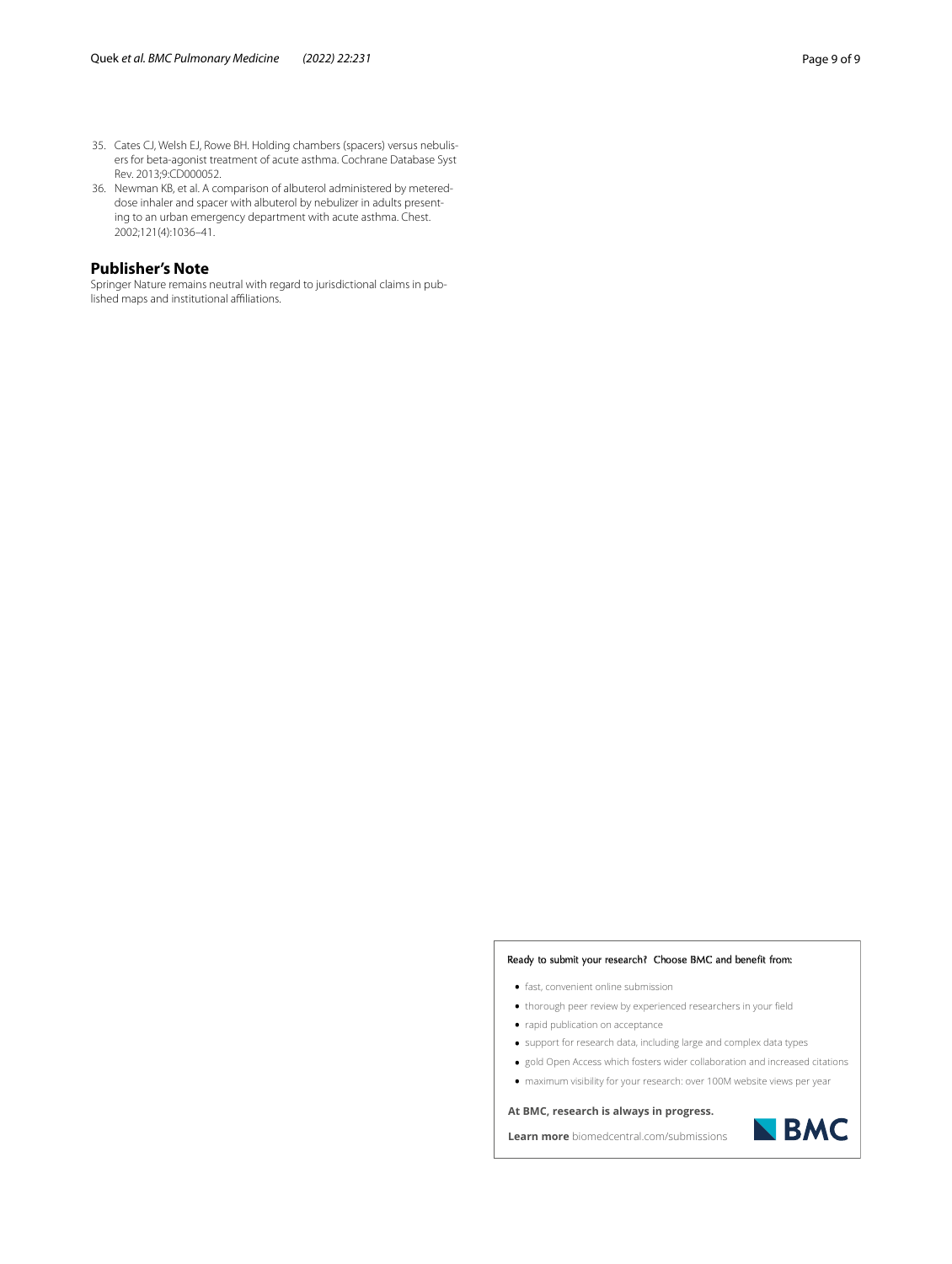35. Cates CJ, Welsh EJ, Rowe BH. Holding chambers (spacers) versus nebulisers for beta-agonist treatment of acute asthma. Cochrane Database Syst Rev. 2013;9:CD000052.
36. Newman KB, et al. A comparison of albuterol administered by metered-dose inhaler and spacer with albuterol by nebulizer in adults presenting to an urban emergency department with acute asthma. Chest. 2002;121(4):1036–41.

## Publisher's Note

Springer Nature remains neutral with regard to jurisdictional claims in published maps and institutional affiliations.

Ready to submit your research? Choose BMC and benefit from:

- fast, convenient online submission
- thorough peer review by experienced researchers in your field
- rapid publication on acceptance
- support for research data, including large and complex data types
- gold Open Access which fosters wider collaboration and increased citations
- maximum visibility for your research: over 100M website views per year

**At BMC, research is always in progress.**

**Learn more** biomedcentral.com/submissions

BMC